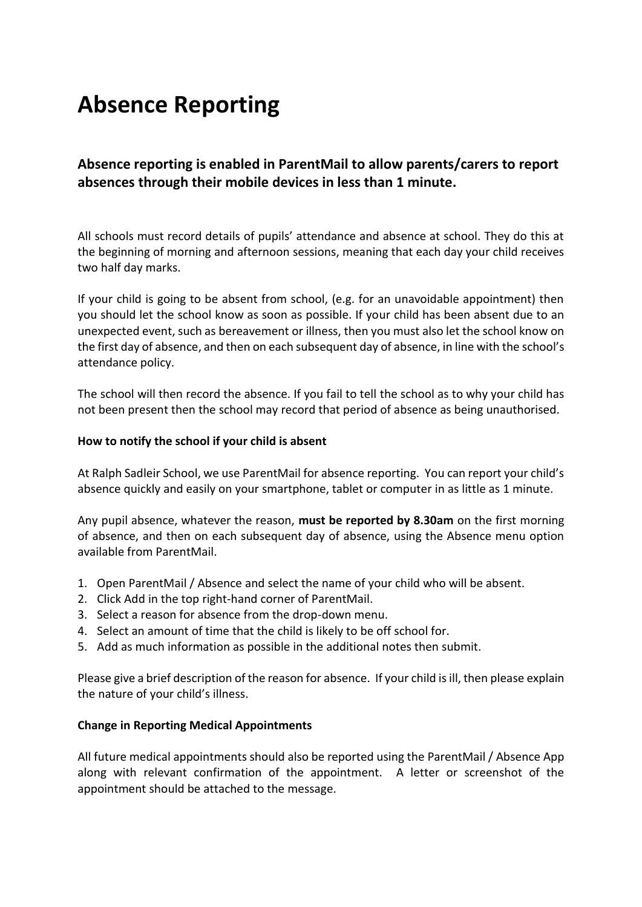# Absence Reporting

## Absence reporting is enabled in ParentMail to allow parents/carers to report absences through their mobile devices in less than 1 minute.

All schools must record details of pupils' attendance and absence at school. They do this at the beginning of morning and afternoon sessions, meaning that each day your child receives two half day marks.

If your child is going to be absent from school, (e.g. for an unavoidable appointment) then you should let the school know as soon as possible. If your child has been absent due to an unexpected event, such as bereavement or illness, then you must also let the school know on the first day of absence, and then on each subsequent day of absence, in line with the school's attendance policy.

The school will then record the absence. If you fail to tell the school as to why your child has not been present then the school may record that period of absence as being unauthorised.

**How to notify the school if your child is absent**

At Ralph Sadleir School, we use ParentMail for absence reporting. You can report your child's absence quickly and easily on your smartphone, tablet or computer in as little as 1 minute.

Any pupil absence, whatever the reason, **must be reported by 8.30am** on the first morning of absence, and then on each subsequent day of absence, using the Absence menu option available from ParentMail.

1. Open ParentMail / Absence and select the name of your child who will be absent.
2. Click Add in the top right-hand corner of ParentMail.
3. Select a reason for absence from the drop-down menu.
4. Select an amount of time that the child is likely to be off school for.
5. Add as much information as possible in the additional notes then submit.

Please give a brief description of the reason for absence. If your child is ill, then please explain the nature of your child's illness.

**Change in Reporting Medical Appointments**

All future medical appointments should also be reported using the ParentMail / Absence App along with relevant confirmation of the appointment. A letter or screenshot of the appointment should be attached to the message.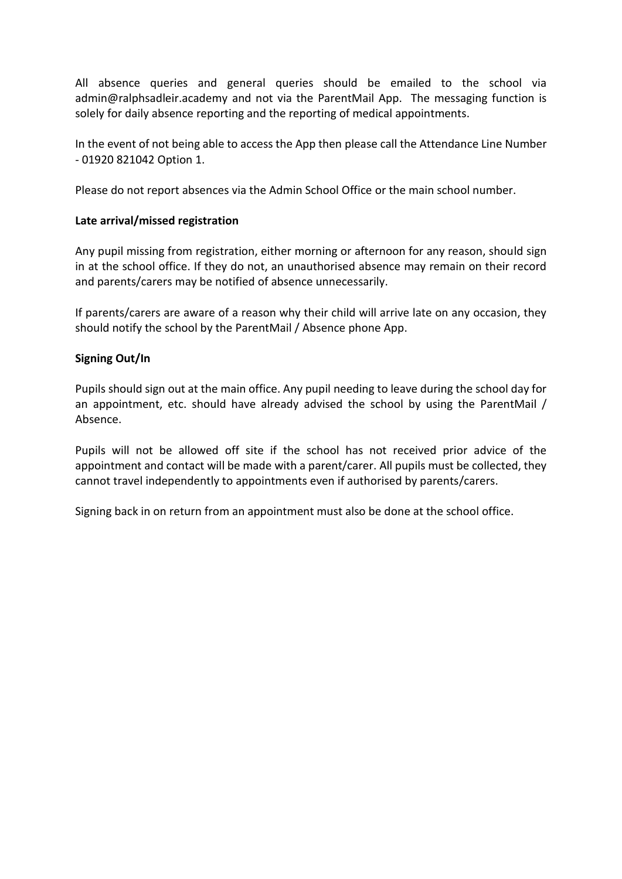All absence queries and general queries should be emailed to the school via admin@ralphsadleir.academy and not via the ParentMail App. The messaging function is solely for daily absence reporting and the reporting of medical appointments.

In the event of not being able to access the App then please call the Attendance Line Number - 01920 821042 Option 1.

Please do not report absences via the Admin School Office or the main school number.

**Late arrival/missed registration**

Any pupil missing from registration, either morning or afternoon for any reason, should sign in at the school office. If they do not, an unauthorised absence may remain on their record and parents/carers may be notified of absence unnecessarily.

If parents/carers are aware of a reason why their child will arrive late on any occasion, they should notify the school by the ParentMail / Absence phone App.

**Signing Out/In**

Pupils should sign out at the main office. Any pupil needing to leave during the school day for an appointment, etc. should have already advised the school by using the ParentMail / Absence.

Pupils will not be allowed off site if the school has not received prior advice of the appointment and contact will be made with a parent/carer. All pupils must be collected, they cannot travel independently to appointments even if authorised by parents/carers.

Signing back in on return from an appointment must also be done at the school office.